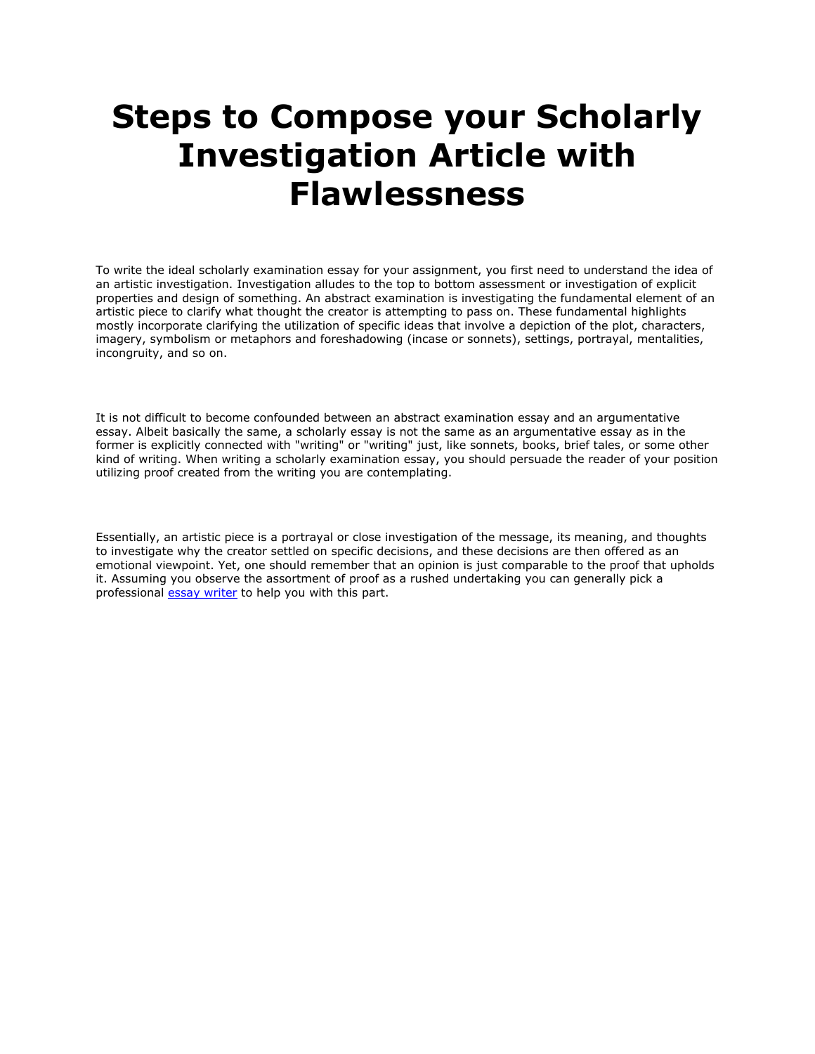# Steps to Compose your Scholarly Investigation Article with Flawlessness

To write the ideal scholarly examination essay for your assignment, you first need to understand the idea of an artistic investigation. Investigation alludes to the top to bottom assessment or investigation of explicit properties and design of something. An abstract examination is investigating the fundamental element of an artistic piece to clarify what thought the creator is attempting to pass on. These fundamental highlights mostly incorporate clarifying the utilization of specific ideas that involve a depiction of the plot, characters, imagery, symbolism or metaphors and foreshadowing (incase or sonnets), settings, portrayal, mentalities, incongruity, and so on.

It is not difficult to become confounded between an abstract examination essay and an argumentative essay. Albeit basically the same, a scholarly essay is not the same as an argumentative essay as in the former is explicitly connected with "writing" or "writing" just, like sonnets, books, brief tales, or some other kind of writing. When writing a scholarly examination essay, you should persuade the reader of your position utilizing proof created from the writing you are contemplating.

Essentially, an artistic piece is a portrayal or close investigation of the message, its meaning, and thoughts to investigate why the creator settled on specific decisions, and these decisions are then offered as an emotional viewpoint. Yet, one should remember that an opinion is just comparable to the proof that upholds it. Assuming you observe the assortment of proof as a rushed undertaking you can generally pick a professional essay writer to help you with this part.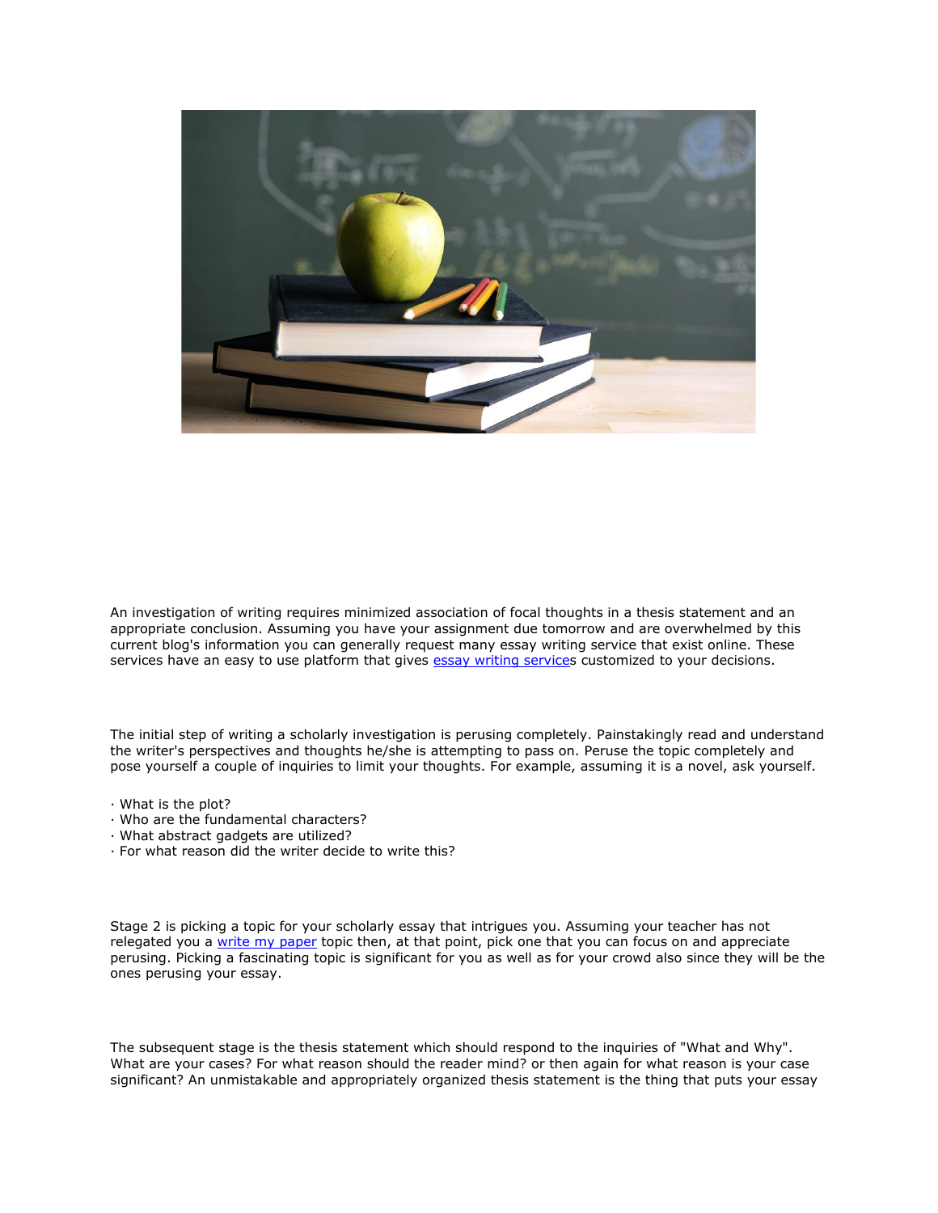An investigation of writing requires minimized association of focal thoughts in a thesis statement and an appropriate conclusion. Assuming you have your assignment due tomorrow and are overwhelmed by this current blog's information you can generally request many essay writing service that exist online. These services have an easy to use platform that gives [essay writing service]s customized to your decisions.

The initial step of writing a scholarly investigation is perusing completely. Painstakingly read and understand the writer's perspectives and thoughts he/she is attempting to pass on. Peruse the topic completely and pose yourself a couple of inquiries to limit your thoughts. For example, assuming it is a novel, ask yourself.

· What is the plot?
· Who are the fundamental characters?
· What abstract gadgets are utilized?
· For what reason did the writer decide to write this?

Stage 2 is picking a topic for your scholarly essay that intrigues you. Assuming your teacher has not relegated you a [write my paper] topic then, at that point, pick one that you can focus on and appreciate perusing. Picking a fascinating topic is significant for you as well as for your crowd also since they will be the ones perusing your essay.

The subsequent stage is the thesis statement which should respond to the inquiries of "What and Why". What are your cases? For what reason should the reader mind? or then again for what reason is your case significant? An unmistakable and appropriately organized thesis statement is the thing that puts your essay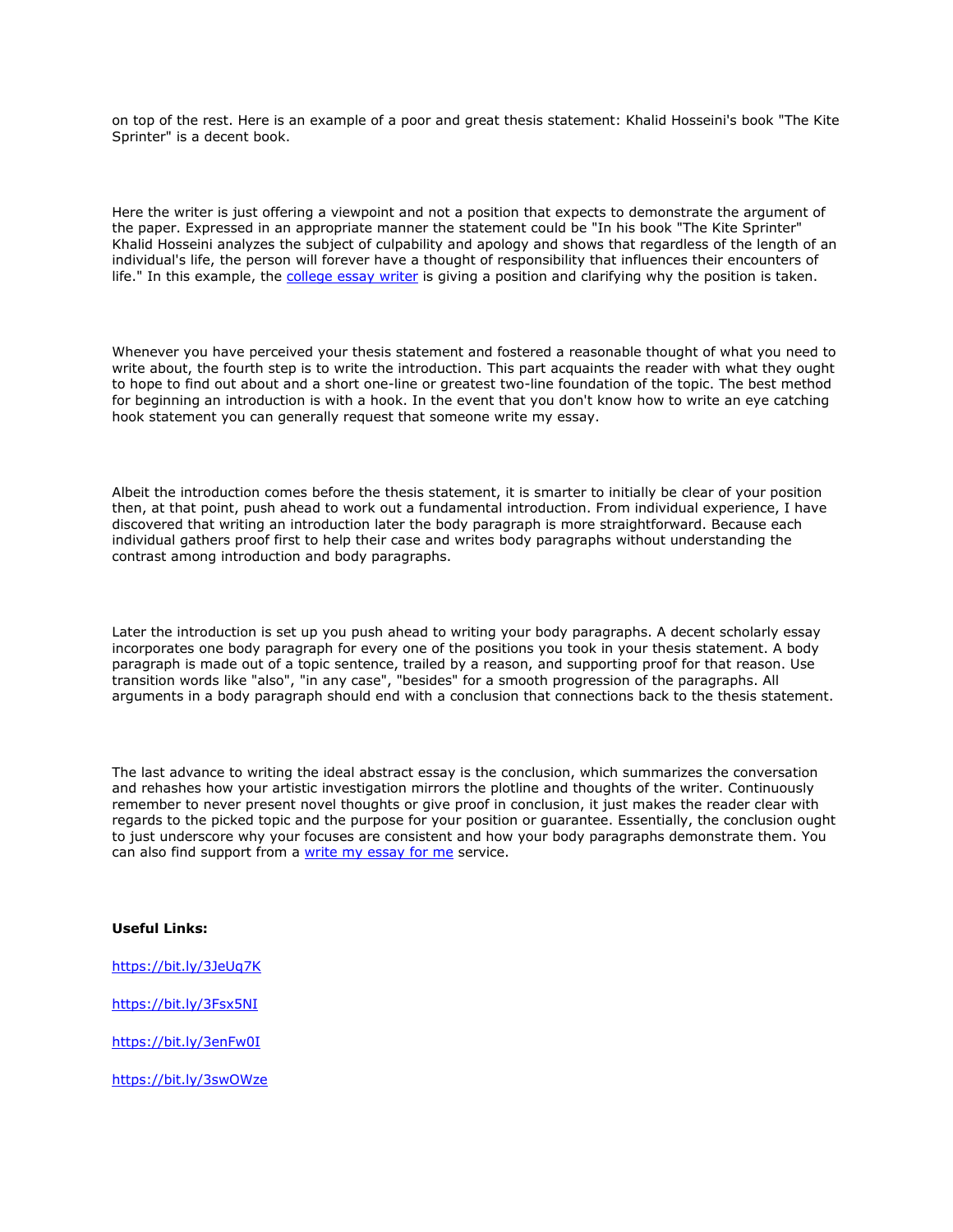on top of the rest. Here is an example of a poor and great thesis statement: Khalid Hosseini's book "The Kite Sprinter" is a decent book.

Here the writer is just offering a viewpoint and not a position that expects to demonstrate the argument of the paper. Expressed in an appropriate manner the statement could be "In his book "The Kite Sprinter" Khalid Hosseini analyzes the subject of culpability and apology and shows that regardless of the length of an individual's life, the person will forever have a thought of responsibility that influences their encounters of life." In this example, the [college essay writer]() is giving a position and clarifying why the position is taken.

Whenever you have perceived your thesis statement and fostered a reasonable thought of what you need to write about, the fourth step is to write the introduction. This part acquaints the reader with what they ought to hope to find out about and a short one-line or greatest two-line foundation of the topic. The best method for beginning an introduction is with a hook. In the event that you don't know how to write an eye catching hook statement you can generally request that someone write my essay.

Albeit the introduction comes before the thesis statement, it is smarter to initially be clear of your position then, at that point, push ahead to work out a fundamental introduction. From individual experience, I have discovered that writing an introduction later the body paragraph is more straightforward. Because each individual gathers proof first to help their case and writes body paragraphs without understanding the contrast among introduction and body paragraphs.

Later the introduction is set up you push ahead to writing your body paragraphs. A decent scholarly essay incorporates one body paragraph for every one of the positions you took in your thesis statement. A body paragraph is made out of a topic sentence, trailed by a reason, and supporting proof for that reason. Use transition words like "also", "in any case", "besides" for a smooth progression of the paragraphs. All arguments in a body paragraph should end with a conclusion that connections back to the thesis statement.

The last advance to writing the ideal abstract essay is the conclusion, which summarizes the conversation and rehashes how your artistic investigation mirrors the plotline and thoughts of the writer. Continuously remember to never present novel thoughts or give proof in conclusion, it just makes the reader clear with regards to the picked topic and the purpose for your position or guarantee. Essentially, the conclusion ought to just underscore why your focuses are consistent and how your body paragraphs demonstrate them. You can also find support from a [write my essay for me]() service.

**Useful Links:**

https://bit.ly/3JeUq7K

https://bit.ly/3Fsx5NI

https://bit.ly/3enFw0I

https://bit.ly/3swOWze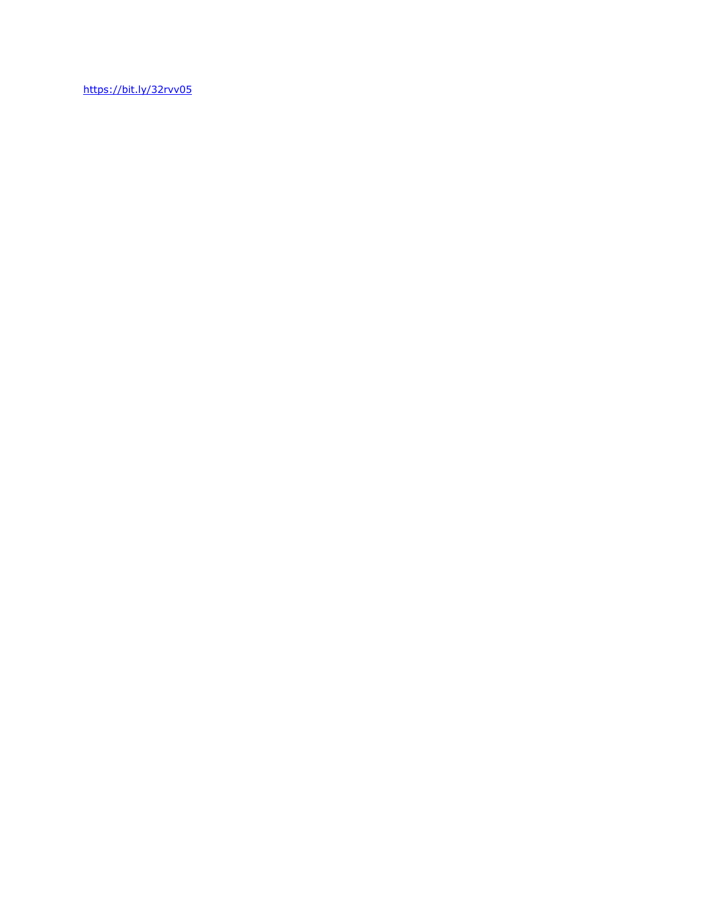https://bit.ly/32rvv05